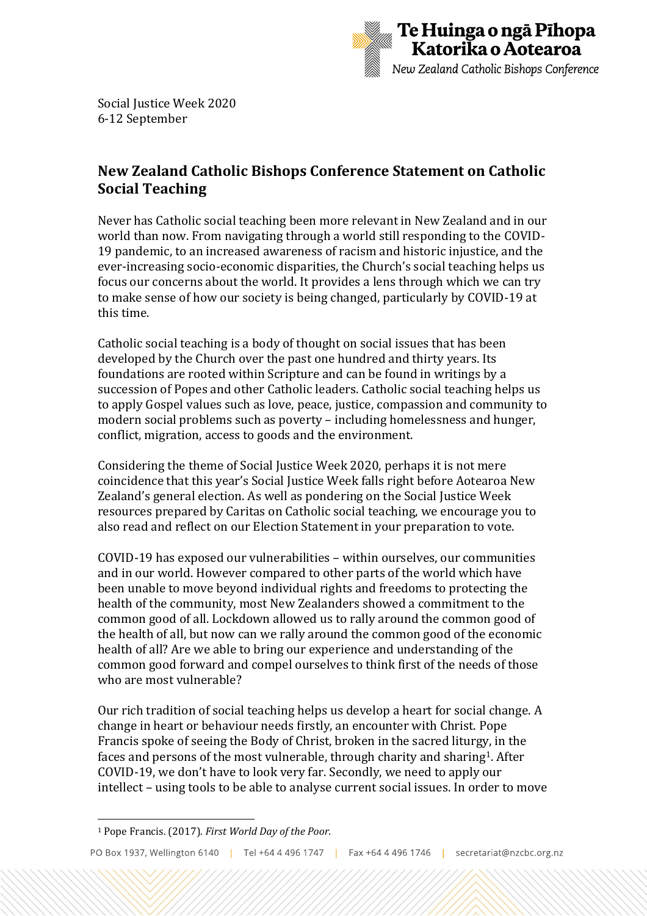Te Huinga o ngā Pīhopa Katorika o Aotearoa

*New Zealand Catholic Bishops Conference*

Social Justice Week 2020
6-12 September

## New Zealand Catholic Bishops Conference Statement on Catholic Social Teaching

Never has Catholic social teaching been more relevant in New Zealand and in our world than now. From navigating through a world still responding to the COVID-19 pandemic, to an increased awareness of racism and historic injustice, and the ever-increasing socio-economic disparities, the Church's social teaching helps us focus our concerns about the world. It provides a lens through which we can try to make sense of how our society is being changed, particularly by COVID-19 at this time.

Catholic social teaching is a body of thought on social issues that has been developed by the Church over the past one hundred and thirty years. Its foundations are rooted within Scripture and can be found in writings by a succession of Popes and other Catholic leaders. Catholic social teaching helps us to apply Gospel values such as love, peace, justice, compassion and community to modern social problems such as poverty – including homelessness and hunger, conflict, migration, access to goods and the environment.

Considering the theme of Social Justice Week 2020, perhaps it is not mere coincidence that this year's Social Justice Week falls right before Aotearoa New Zealand's general election. As well as pondering on the Social Justice Week resources prepared by Caritas on Catholic social teaching, we encourage you to also read and reflect on our Election Statement in your preparation to vote.

COVID-19 has exposed our vulnerabilities – within ourselves, our communities and in our world. However compared to other parts of the world which have been unable to move beyond individual rights and freedoms to protecting the health of the community, most New Zealanders showed a commitment to the common good of all. Lockdown allowed us to rally around the common good of the health of all, but now can we rally around the common good of the economic health of all? Are we able to bring our experience and understanding of the common good forward and compel ourselves to think first of the needs of those who are most vulnerable?

Our rich tradition of social teaching helps us develop a heart for social change. A change in heart or behaviour needs firstly, an encounter with Christ. Pope Francis spoke of seeing the Body of Christ, broken in the sacred liturgy, in the faces and persons of the most vulnerable, through charity and sharing[1]. After COVID-19, we don't have to look very far. Secondly, we need to apply our intellect – using tools to be able to analyse current social issues. In order to move

[1] Pope Francis. (2017). *First World Day of the Poor.*

PO Box 1937, Wellington 6140 | Tel +64 4 496 1747 | Fax +64 4 496 1746 | secretariat@nzcbc.org.nz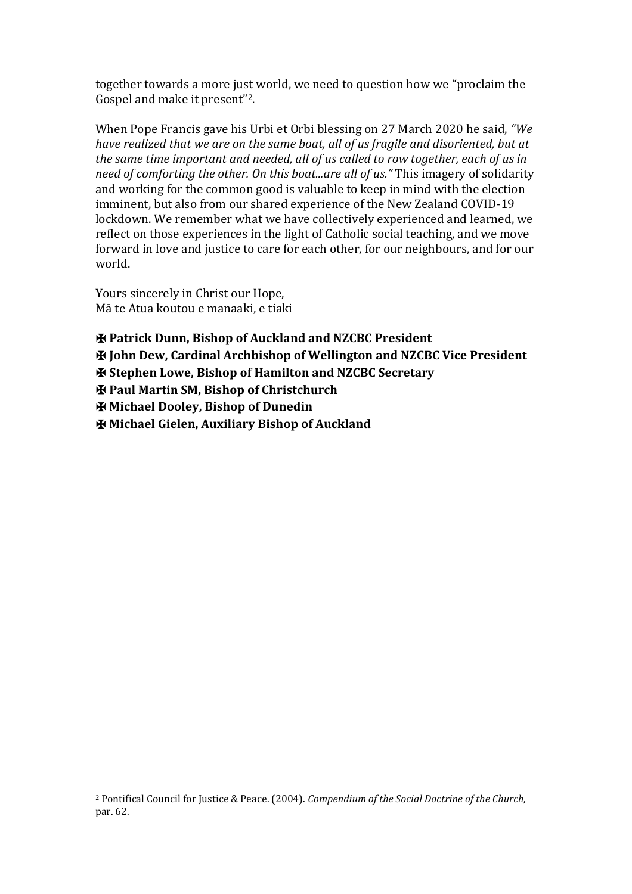together towards a more just world, we need to question how we "proclaim the Gospel and make it present"[2].

When Pope Francis gave his Urbi et Orbi blessing on 27 March 2020 he said, *"We have realized that we are on the same boat, all of us fragile and disoriented, but at the same time important and needed, all of us called to row together, each of us in need of comforting the other. On this boat...are all of us."* This imagery of solidarity and working for the common good is valuable to keep in mind with the election imminent, but also from our shared experience of the New Zealand COVID-19 lockdown. We remember what we have collectively experienced and learned, we reflect on those experiences in the light of Catholic social teaching, and we move forward in love and justice to care for each other, for our neighbours, and for our world.

Yours sincerely in Christ our Hope,
Mā te Atua koutou e manaaki, e tiaki

**✠ Patrick Dunn, Bishop of Auckland and NZCBC President**
**✠ John Dew, Cardinal Archbishop of Wellington and NZCBC Vice President**
**✠ Stephen Lowe, Bishop of Hamilton and NZCBC Secretary**
**✠ Paul Martin SM, Bishop of Christchurch**
**✠ Michael Dooley, Bishop of Dunedin**
**✠ Michael Gielen, Auxiliary Bishop of Auckland**

---

[2] Pontifical Council for Justice & Peace. (2004). *Compendium of the Social Doctrine of the Church,* par. 62.